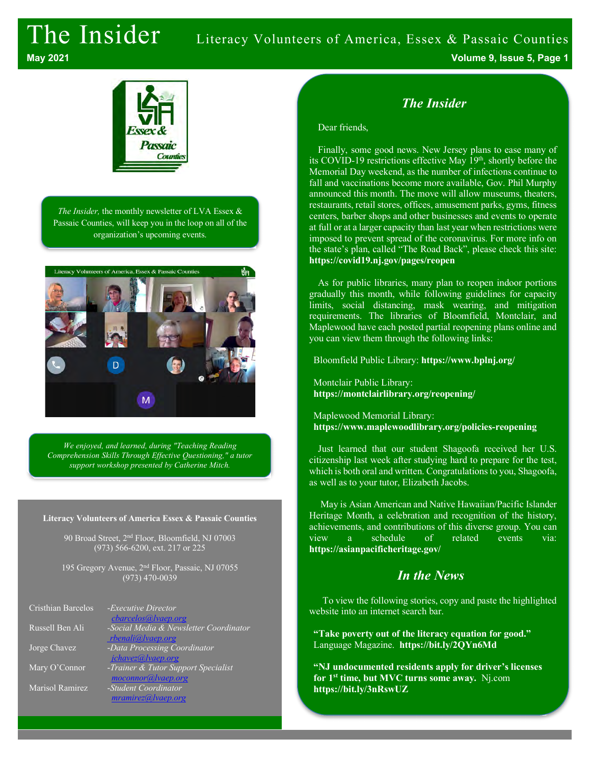# The Insider

Literacy Volunteers of America, Essex & Passaic Counties

May 2021

*The Insider,* the monthly newsletter of LVA Essex & Passaic Counties, will keep you in the loop on all of the organization's upcoming events.

*We enjoyed, and learned, during "Teaching Reading Comprehension Skills Through Effective Questioning," a tutor support workshop presented by Catherine Mitch.*

**Literacy Volunteers of America Essex & Passaic Counties**

90 Broad Street, 2nd Floor, Bloomfield, NJ 07003
(973) 566-6200, ext. 217 or 225

195 Gregory Avenue, 2nd Floor, Passaic, NJ 07055
(973) 470-0039

| | |
|---|---|
| Cristhian Barcelos | *-Executive Director* cbarcelos@lvaep.org |
| Russell Ben Ali | *-Social Media & Newsletter Coordinator* rbenali@lvaep.org |
| Jorge Chavez | *-Data Processing Coordinator* jchavez@lvaep.org |
| Mary O'Connor | *-Trainer & Tutor Support Specialist* moconnor@lvaep.org |
| Marisol Ramirez | *-Student Coordinator* mramirez@lvaep.org |

## *The Insider*

Dear friends,

Finally, some good news. New Jersey plans to ease many of its COVID-19 restrictions effective May 19th, shortly before the Memorial Day weekend, as the number of infections continue to fall and vaccinations become more available, Gov. Phil Murphy announced this month. The move will allow museums, theaters, restaurants, retail stores, offices, amusement parks, gyms, fitness centers, barber shops and other businesses and events to operate at full or at a larger capacity than last year when restrictions were imposed to prevent spread of the coronavirus. For more info on the state's plan, called "The Road Back", please check this site: **https://covid19.nj.gov/pages/reopen**

As for public libraries, many plan to reopen indoor portions gradually this month, while following guidelines for capacity limits, social distancing, mask wearing, and mitigation requirements. The libraries of Bloomfield, Montclair, and Maplewood have each posted partial reopening plans online and you can view them through the following links:

Bloomfield Public Library: **https://www.bplnj.org/**

Montclair Public Library: **https://montclairlibrary.org/reopening/**

Maplewood Memorial Library: **https://www.maplewoodlibrary.org/policies-reopening**

Just learned that our student Shagoofa received her U.S. citizenship last week after studying hard to prepare for the test, which is both oral and written. Congratulations to you, Shagoofa, as well as to your tutor, Elizabeth Jacobs.

May is Asian American and Native Hawaiian/Pacific Islander Heritage Month, a celebration and recognition of the history, achievements, and contributions of this diverse group. You can view a schedule of related events via: **https://asianpacificheritage.gov/**

## *In the News*

To view the following stories, copy and paste the highlighted website into an internet search bar.

**"Take poverty out of the literacy equation for good."** Language Magazine. **https://bit.ly/2QYn6Md**

**"NJ undocumented residents apply for driver's licenses for 1st time, but MVC turns some away.** Nj.com **https://bit.ly/3nRswUZ**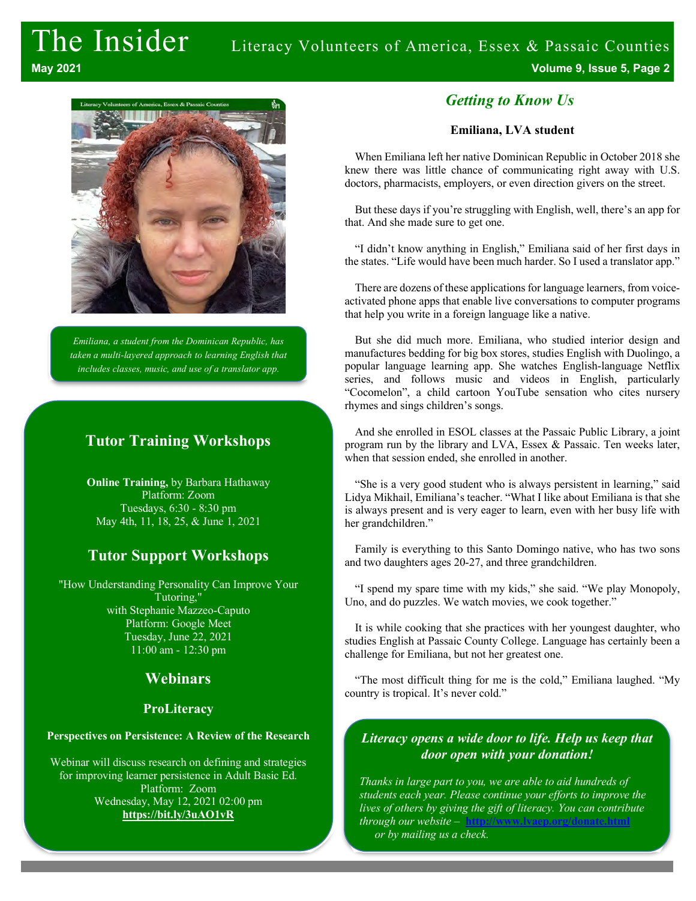*Emiliana, a student from the Dominican Republic, has taken a multi-layered approach to learning English that includes classes, music, and use of a translator app.*

## Tutor Training Workshops

**Online Training,** by Barbara Hathaway
Platform: Zoom
Tuesdays, 6:30 - 8:30 pm
May 4th, 11, 18, 25, & June 1, 2021

## Tutor Support Workshops

"How Understanding Personality Can Improve Your Tutoring,"
with Stephanie Mazzeo-Caputo
Platform: Google Meet
Tuesday, June 22, 2021
11:00 am - 12:30 pm

## Webinars

### ProLiteracy

**Perspectives on Persistence: A Review of the Research**

Webinar will discuss research on defining and strategies for improving learner persistence in Adult Basic Ed.
Platform: Zoom
Wednesday, May 12, 2021 02:00 pm
**https://bit.ly/3uAO1vR**

## *Getting to Know Us*

**Emiliana, LVA student**

When Emiliana left her native Dominican Republic in October 2018 she knew there was little chance of communicating right away with U.S. doctors, pharmacists, employers, or even direction givers on the street.

But these days if you're struggling with English, well, there's an app for that. And she made sure to get one.

"I didn't know anything in English," Emiliana said of her first days in the states. "Life would have been much harder. So I used a translator app."

There are dozens of these applications for language learners, from voice-activated phone apps that enable live conversations to computer programs that help you write in a foreign language like a native.

But she did much more. Emiliana, who studied interior design and manufactures bedding for big box stores, studies English with Duolingo, a popular language learning app. She watches English-language Netflix series, and follows music and videos in English, particularly "Cocomelon", a child cartoon YouTube sensation who cites nursery rhymes and sings children's songs.

And she enrolled in ESOL classes at the Passaic Public Library, a joint program run by the library and LVA, Essex & Passaic. Ten weeks later, when that session ended, she enrolled in another.

"She is a very good student who is always persistent in learning," said Lidya Mikhail, Emiliana's teacher. "What I like about Emiliana is that she is always present and is very eager to learn, even with her busy life with her grandchildren."

Family is everything to this Santo Domingo native, who has two sons and two daughters ages 20-27, and three grandchildren.

"I spend my spare time with my kids," she said. "We play Monopoly, Uno, and do puzzles. We watch movies, we cook together."

It is while cooking that she practices with her youngest daughter, who studies English at Passaic County College. Language has certainly been a challenge for Emiliana, but not her greatest one.

"The most difficult thing for me is the cold," Emiliana laughed. "My country is tropical. It's never cold."

***Literacy opens a wide door to life. Help us keep that door open with your donation!***

*Thanks in large part to you, we are able to aid hundreds of students each year. Please continue your efforts to improve the lives of others by giving the gift of literacy. You can contribute through our website –* **http://www.lvaep.org/donate.html** *or by mailing us a check.*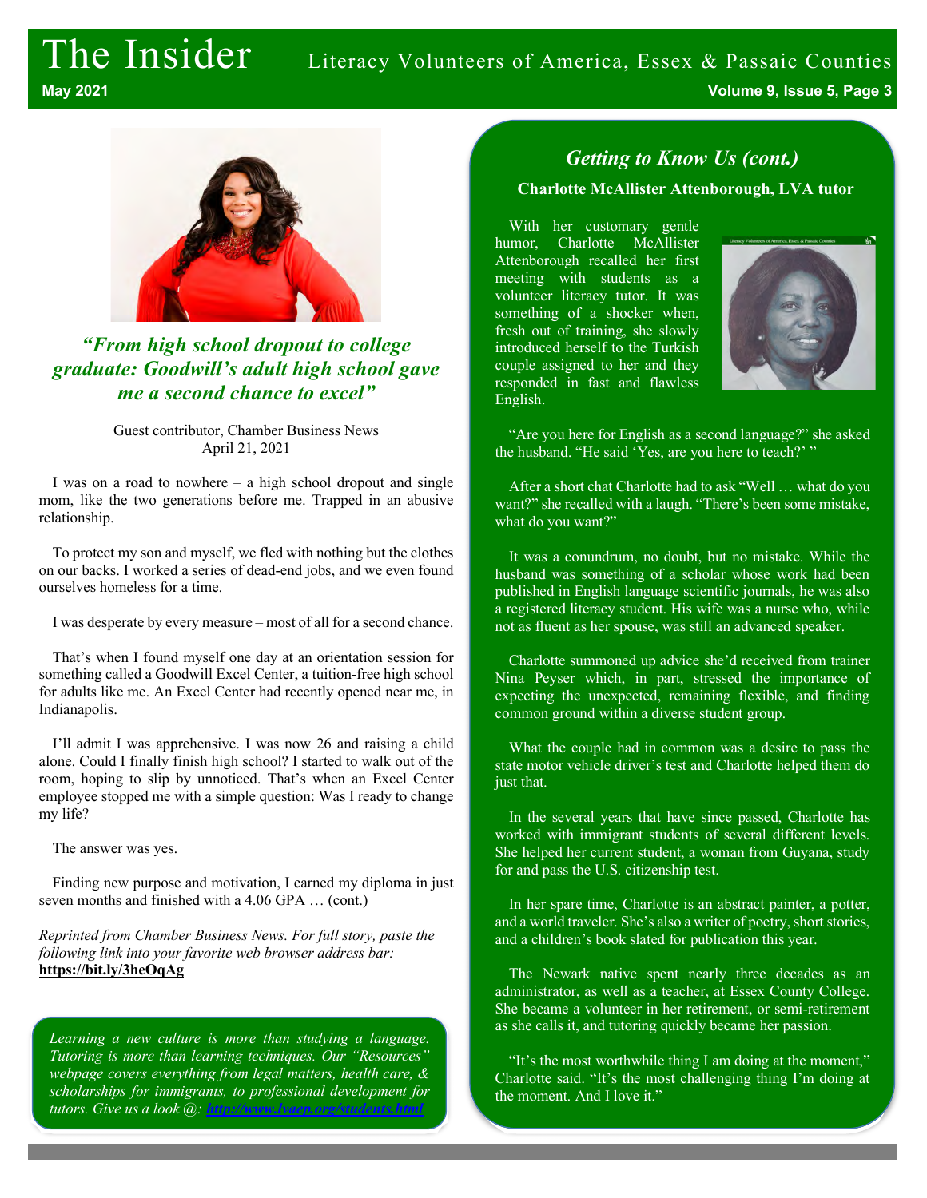# *"From high school dropout to college graduate: Goodwill's adult high school gave me a second chance to excel"*

Guest contributor, Chamber Business News
April 21, 2021

I was on a road to nowhere – a high school dropout and single mom, like the two generations before me. Trapped in an abusive relationship.

To protect my son and myself, we fled with nothing but the clothes on our backs. I worked a series of dead-end jobs, and we even found ourselves homeless for a time.

I was desperate by every measure – most of all for a second chance.

That's when I found myself one day at an orientation session for something called a Goodwill Excel Center, a tuition-free high school for adults like me. An Excel Center had recently opened near me, in Indianapolis.

I'll admit I was apprehensive. I was now 26 and raising a child alone. Could I finally finish high school? I started to walk out of the room, hoping to slip by unnoticed. That's when an Excel Center employee stopped me with a simple question: Was I ready to change my life?

The answer was yes.

Finding new purpose and motivation, I earned my diploma in just seven months and finished with a 4.06 GPA … (cont.)

*Reprinted from Chamber Business News. For full story, paste the following link into your favorite web browser address bar:* **https://bit.ly/3heOqAg**

*Learning a new culture is more than studying a language. Tutoring is more than learning techniques. Our "Resources" webpage covers everything from legal matters, health care, & scholarships for immigrants, to professional development for tutors. Give us a look @: http://www.lvaep.org/students.html*

## *Getting to Know Us (cont.)*

**Charlotte McAllister Attenborough, LVA tutor**

With her customary gentle humor, Charlotte McAllister Attenborough recalled her first meeting with students as a volunteer literacy tutor. It was something of a shocker when, fresh out of training, she slowly introduced herself to the Turkish couple assigned to her and they responded in fast and flawless English.

"Are you here for English as a second language?" she asked the husband. "He said 'Yes, are you here to teach?' "

After a short chat Charlotte had to ask "Well … what do you want?" she recalled with a laugh. "There's been some mistake, what do you want?"

It was a conundrum, no doubt, but no mistake. While the husband was something of a scholar whose work had been published in English language scientific journals, he was also a registered literacy student. His wife was a nurse who, while not as fluent as her spouse, was still an advanced speaker.

Charlotte summoned up advice she'd received from trainer Nina Peyser which, in part, stressed the importance of expecting the unexpected, remaining flexible, and finding common ground within a diverse student group.

What the couple had in common was a desire to pass the state motor vehicle driver's test and Charlotte helped them do just that.

In the several years that have since passed, Charlotte has worked with immigrant students of several different levels. She helped her current student, a woman from Guyana, study for and pass the U.S. citizenship test.

In her spare time, Charlotte is an abstract painter, a potter, and a world traveler. She's also a writer of poetry, short stories, and a children's book slated for publication this year.

The Newark native spent nearly three decades as an administrator, as well as a teacher, at Essex County College. She became a volunteer in her retirement, or semi-retirement as she calls it, and tutoring quickly became her passion.

"It's the most worthwhile thing I am doing at the moment," Charlotte said. "It's the most challenging thing I'm doing at the moment. And I love it."